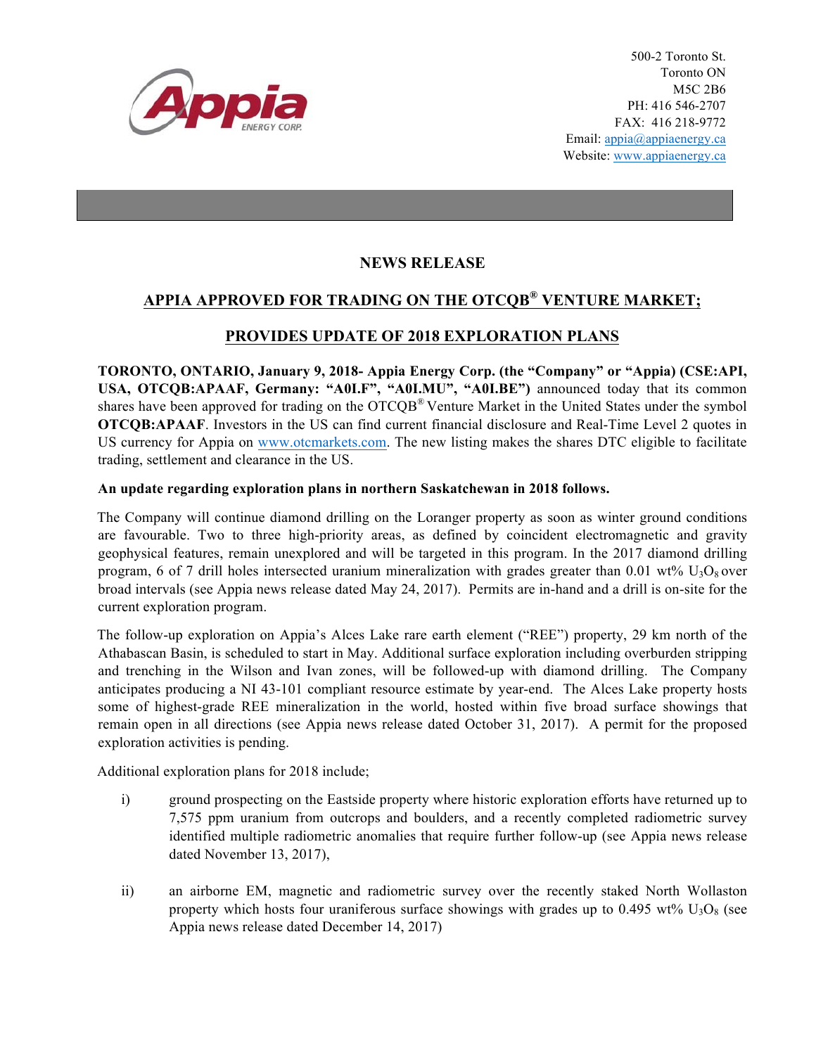500-2 Toronto St.
Toronto ON
M5C 2B6
PH: 416 546-2707
FAX: 416 218-9772
Email: appia@appiaenergy.ca
Website: www.appiaenergy.ca

## NEWS RELEASE

## APPIA APPROVED FOR TRADING ON THE OTCQB® VENTURE MARKET;

## PROVIDES UPDATE OF 2018 EXPLORATION PLANS

**TORONTO, ONTARIO, January 9, 2018- Appia Energy Corp. (the "Company" or "Appia) (CSE:API, USA, OTCQB:APAAF, Germany: "A0I.F", "A0I.MU", "A0I.BE")** announced today that its common shares have been approved for trading on the OTCQB® Venture Market in the United States under the symbol **OTCQB:APAAF**. Investors in the US can find current financial disclosure and Real-Time Level 2 quotes in US currency for Appia on www.otcmarkets.com. The new listing makes the shares DTC eligible to facilitate trading, settlement and clearance in the US.

**An update regarding exploration plans in northern Saskatchewan in 2018 follows.**

The Company will continue diamond drilling on the Loranger property as soon as winter ground conditions are favourable. Two to three high-priority areas, as defined by coincident electromagnetic and gravity geophysical features, remain unexplored and will be targeted in this program. In the 2017 diamond drilling program, 6 of 7 drill holes intersected uranium mineralization with grades greater than 0.01 wt% $U_3O_8$ over broad intervals (see Appia news release dated May 24, 2017). Permits are in-hand and a drill is on-site for the current exploration program.

The follow-up exploration on Appia's Alces Lake rare earth element ("REE") property, 29 km north of the Athabascan Basin, is scheduled to start in May. Additional surface exploration including overburden stripping and trenching in the Wilson and Ivan zones, will be followed-up with diamond drilling. The Company anticipates producing a NI 43-101 compliant resource estimate by year-end. The Alces Lake property hosts some of highest-grade REE mineralization in the world, hosted within five broad surface showings that remain open in all directions (see Appia news release dated October 31, 2017). A permit for the proposed exploration activities is pending.

Additional exploration plans for 2018 include;

i) ground prospecting on the Eastside property where historic exploration efforts have returned up to 7,575 ppm uranium from outcrops and boulders, and a recently completed radiometric survey identified multiple radiometric anomalies that require further follow-up (see Appia news release dated November 13, 2017),

ii) an airborne EM, magnetic and radiometric survey over the recently staked North Wollaston property which hosts four uraniferous surface showings with grades up to 0.495 wt% $U_3O_8$ (see Appia news release dated December 14, 2017)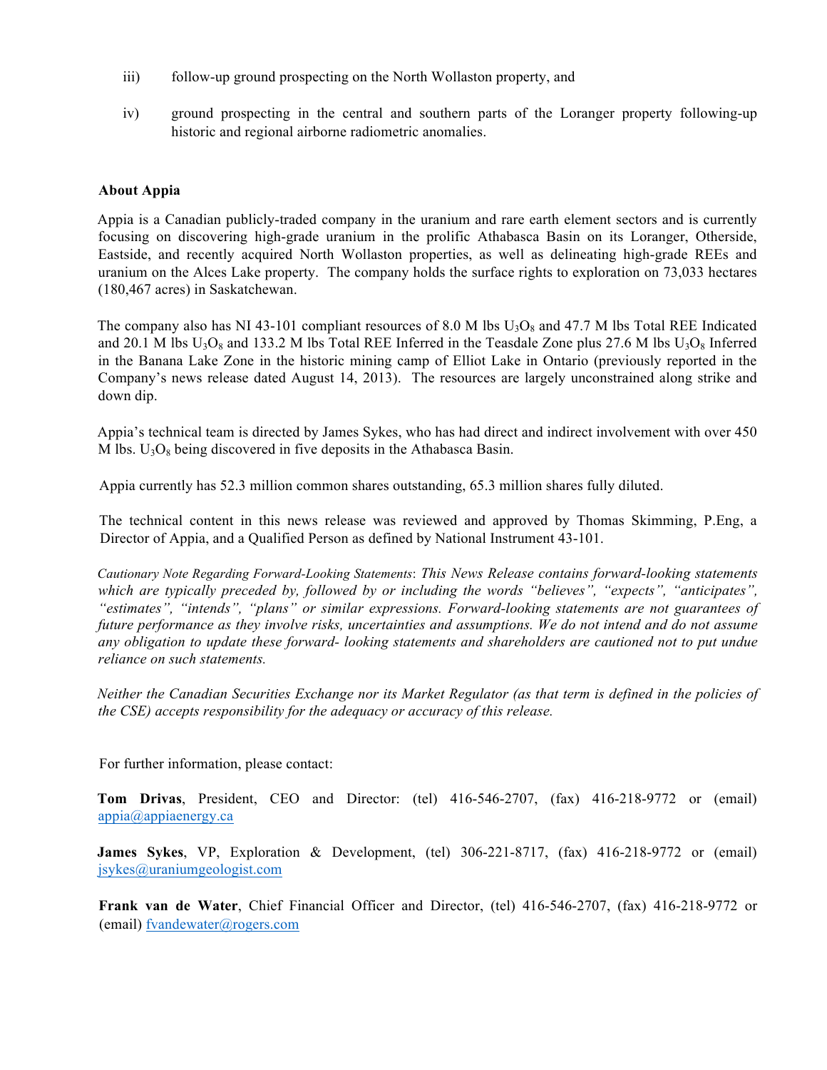iii) follow-up ground prospecting on the North Wollaston property, and

iv) ground prospecting in the central and southern parts of the Loranger property following-up historic and regional airborne radiometric anomalies.

**About Appia**

Appia is a Canadian publicly-traded company in the uranium and rare earth element sectors and is currently focusing on discovering high-grade uranium in the prolific Athabasca Basin on its Loranger, Otherside, Eastside, and recently acquired North Wollaston properties, as well as delineating high-grade REEs and uranium on the Alces Lake property. The company holds the surface rights to exploration on 73,033 hectares (180,467 acres) in Saskatchewan.

The company also has NI 43-101 compliant resources of 8.0 M lbs $U_3O_8$ and 47.7 M lbs Total REE Indicated and 20.1 M lbs $U_3O_8$ and 133.2 M lbs Total REE Inferred in the Teasdale Zone plus 27.6 M lbs $U_3O_8$ Inferred in the Banana Lake Zone in the historic mining camp of Elliot Lake in Ontario (previously reported in the Company's news release dated August 14, 2013). The resources are largely unconstrained along strike and down dip.

Appia's technical team is directed by James Sykes, who has had direct and indirect involvement with over 450 M lbs. $U_3O_8$ being discovered in five deposits in the Athabasca Basin.

Appia currently has 52.3 million common shares outstanding, 65.3 million shares fully diluted.

The technical content in this news release was reviewed and approved by Thomas Skimming, P.Eng, a Director of Appia, and a Qualified Person as defined by National Instrument 43-101.

*Cautionary Note Regarding Forward-Looking Statements: This News Release contains forward-looking statements which are typically preceded by, followed by or including the words "believes", "expects", "anticipates", "estimates", "intends", "plans" or similar expressions. Forward-looking statements are not guarantees of future performance as they involve risks, uncertainties and assumptions. We do not intend and do not assume any obligation to update these forward- looking statements and shareholders are cautioned not to put undue reliance on such statements.*

*Neither the Canadian Securities Exchange nor its Market Regulator (as that term is defined in the policies of the CSE) accepts responsibility for the adequacy or accuracy of this release.*

For further information, please contact:

**Tom Drivas**, President, CEO and Director: (tel) 416-546-2707, (fax) 416-218-9772 or (email) appia@appiaenergy.ca

**James Sykes**, VP, Exploration & Development, (tel) 306-221-8717, (fax) 416-218-9772 or (email) jsykes@uraniumgeologist.com

**Frank van de Water**, Chief Financial Officer and Director, (tel) 416-546-2707, (fax) 416-218-9772 or (email) fvandewater@rogers.com